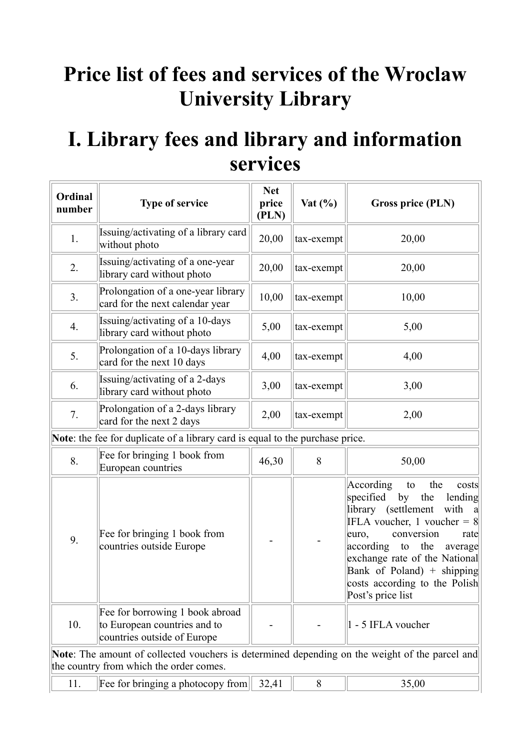# Price list of fees and services of the Wroclaw University Library

# I. Library fees and library and information services

| Ordinal number | Type of service | Net price (PLN) | Vat (%) | Gross price (PLN) |
|---|---|---|---|---|
| 1. | Issuing/activating of a library card without photo | 20,00 | tax-exempt | 20,00 |
| 2. | Issuing/activating of a one-year library card without photo | 20,00 | tax-exempt | 20,00 |
| 3. | Prolongation of a one-year library card for the next calendar year | 10,00 | tax-exempt | 10,00 |
| 4. | Issuing/activating of a 10-days library card without photo | 5,00 | tax-exempt | 5,00 |
| 5. | Prolongation of a 10-days library card for the next 10 days | 4,00 | tax-exempt | 4,00 |
| 6. | Issuing/activating of a 2-days library card without photo | 3,00 | tax-exempt | 3,00 |
| 7. | Prolongation of a 2-days library card for the next 2 days | 2,00 | tax-exempt | 2,00 |
| **Note**: the fee for duplicate of a library card is equal to the purchase price. | | | | |
| 8. | Fee for bringing 1 book from European countries | 46,30 | 8 | 50,00 |
| 9. | Fee for bringing 1 book from countries outside Europe | - | - | According to the costs specified by the lending library (settlement with a IFLA voucher, 1 voucher = 8 euro, conversion rate according to the average exchange rate of the National Bank of Poland) + shipping costs according to the Polish Post's price list |
| 10. | Fee for borrowing 1 book abroad to European countries and to countries outside of Europe | - | - | 1 - 5 IFLA voucher |
| **Note**: The amount of collected vouchers is determined depending on the weight of the parcel and the country from which the order comes. | | | | |
| 11. | Fee for bringing a photocopy from | 32,41 | 8 | 35,00 |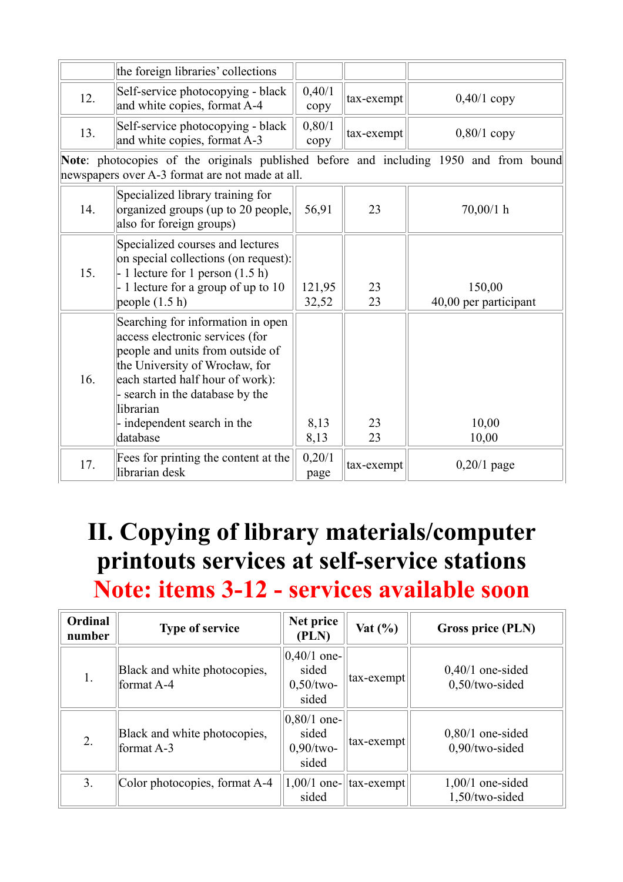| | | | | |
|---|---|---|---|---|
| | the foreign libraries' collections | | | |
| 12. | Self-service photocopying - black and white copies, format A-4 | 0,40/1 copy | tax-exempt | 0,40/1 copy |
| 13. | Self-service photocopying - black and white copies, format A-3 | 0,80/1 copy | tax-exempt | 0,80/1 copy |
| **Note**: photocopies of the originals published before and including 1950 and from bound newspapers over A-3 format are not made at all. | | | | |
| 14. | Specialized library training for organized groups (up to 20 people, also for foreign groups) | 56,91 | 23 | 70,00/1 h |
| 15. | Specialized courses and lectures on special collections (on request):<br>- 1 lecture for 1 person (1.5 h)<br>- 1 lecture for a group of up to 10 people (1.5 h) | 121,95<br>32,52 | 23<br>23 | 150,00<br>40,00 per participant |
| 16. | Searching for information in open access electronic services (for people and units from outside of the University of Wrocław, for each started half hour of work):<br>- search in the database by the librarian<br>- independent search in the database | 8,13<br>8,13 | 23<br>23 | 10,00<br>10,00 |
| 17. | Fees for printing the content at the librarian desk | 0,20/1 page | tax-exempt | 0,20/1 page |

# II. Copying of library materials/computer printouts services at self-service stations

# Note: items 3-12 - services available soon

| Ordinal number | Type of service | Net price (PLN) | Vat (%) | Gross price (PLN) |
|---|---|---|---|---|
| 1. | Black and white photocopies, format A-4 | 0,40/1 one-sided<br>0,50/two-sided | tax-exempt | 0,40/1 one-sided<br>0,50/two-sided |
| 2. | Black and white photocopies, format A-3 | 0,80/1 one-sided<br>0,90/two-sided | tax-exempt | 0,80/1 one-sided<br>0,90/two-sided |
| 3. | Color photocopies, format A-4 | 1,00/1 one-sided | tax-exempt | 1,00/1 one-sided<br>1,50/two-sided |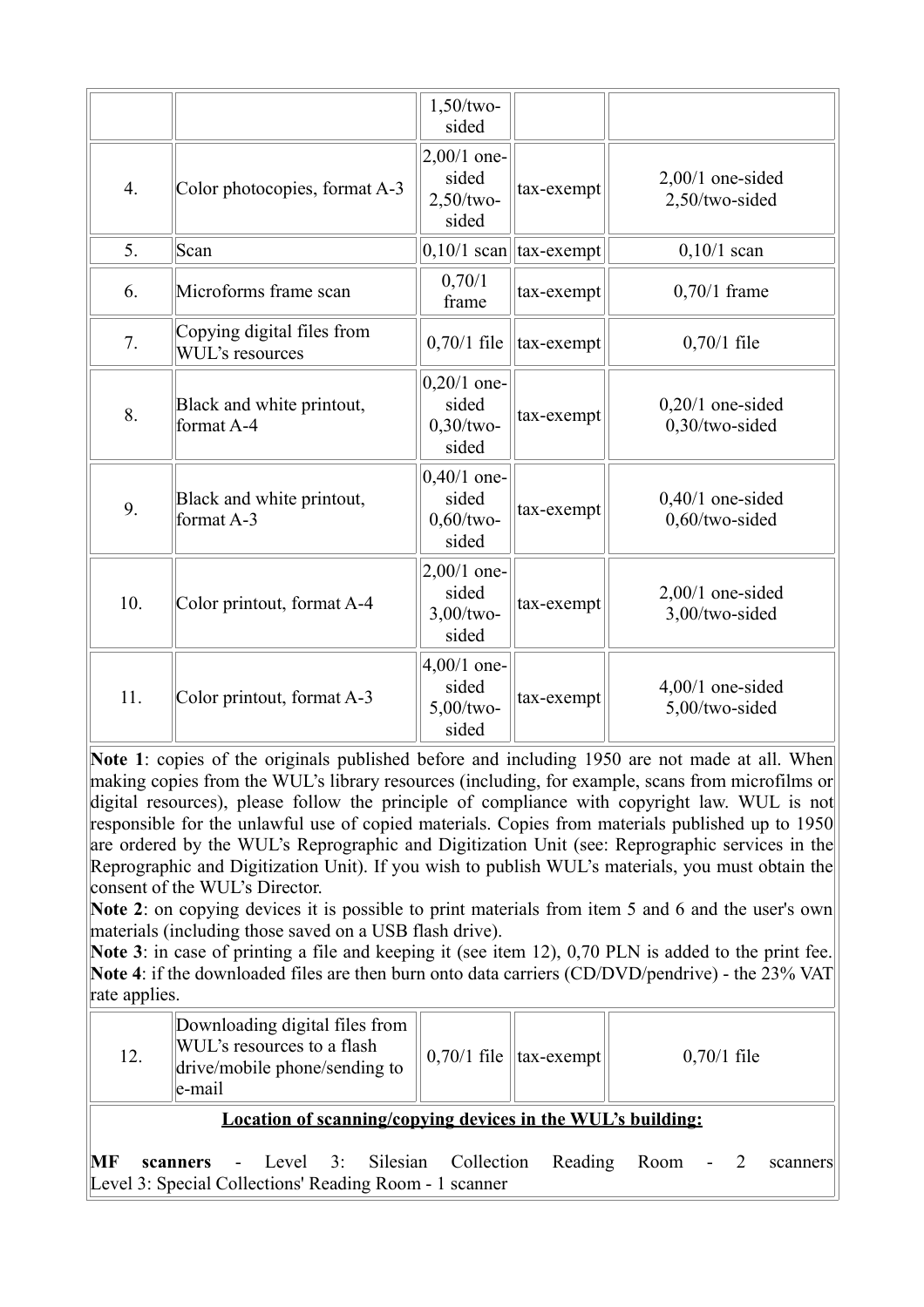|  |  | 1,50/two-sided |  |  |
| --- | --- | --- | --- | --- |
| 4. | Color photocopies, format A-3 | 2,00/1 one-sided 2,50/two-sided | tax-exempt | 2,00/1 one-sided 2,50/two-sided |
| 5. | Scan | 0,10/1 scan | tax-exempt | 0,10/1 scan |
| 6. | Microforms frame scan | 0,70/1 frame | tax-exempt | 0,70/1 frame |
| 7. | Copying digital files from WUL's resources | 0,70/1 file | tax-exempt | 0,70/1 file |
| 8. | Black and white printout, format A-4 | 0,20/1 one-sided 0,30/two-sided | tax-exempt | 0,20/1 one-sided 0,30/two-sided |
| 9. | Black and white printout, format A-3 | 0,40/1 one-sided 0,60/two-sided | tax-exempt | 0,40/1 one-sided 0,60/two-sided |
| 10. | Color printout, format A-4 | 2,00/1 one-sided 3,00/two-sided | tax-exempt | 2,00/1 one-sided 3,00/two-sided |
| 11. | Color printout, format A-3 | 4,00/1 one-sided 5,00/two-sided | tax-exempt | 4,00/1 one-sided 5,00/two-sided |

**Note 1**: copies of the originals published before and including 1950 are not made at all. When making copies from the WUL's library resources (including, for example, scans from microfilms or digital resources), please follow the principle of compliance with copyright law. WUL is not responsible for the unlawful use of copied materials. Copies from materials published up to 1950 are ordered by the WUL's Reprographic and Digitization Unit (see: Reprographic services in the Reprographic and Digitization Unit). If you wish to publish WUL's materials, you must obtain the consent of the WUL's Director.
**Note 2**: on copying devices it is possible to print materials from item 5 and 6 and the user's own materials (including those saved on a USB flash drive).
**Note 3**: in case of printing a file and keeping it (see item 12), 0,70 PLN is added to the print fee.
**Note 4**: if the downloaded files are then burn onto data carriers (CD/DVD/pendrive) - the 23% VAT rate applies.

| 12. | Downloading digital files from WUL's resources to a flash drive/mobile phone/sending to e-mail | 0,70/1 file | tax-exempt | 0,70/1 file |
| --- | --- | --- | --- | --- |

**Location of scanning/copying devices in the WUL's building:**

**MF scanners** - Level 3: Silesian Collection Reading Room - 2 scanners
Level 3: Special Collections' Reading Room - 1 scanner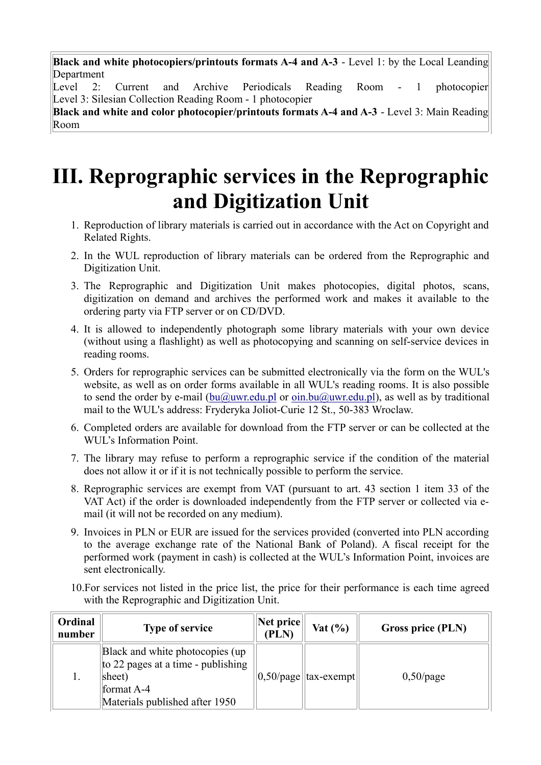| |
|---|
| **Black and white photocopiers/printouts formats A-4 and A-3** - Level 1: by the Local Leanding Department<br>Level 2: Current and Archive Periodicals Reading Room - 1 photocopier<br>Level 3: Silesian Collection Reading Room - 1 photocopier<br>**Black and white and color photocopier/printouts formats A-4 and A-3** - Level 3: Main Reading Room |

# III. Reprographic services in the Reprographic and Digitization Unit

1. Reproduction of library materials is carried out in accordance with the Act on Copyright and Related Rights.
2. In the WUL reproduction of library materials can be ordered from the Reprographic and Digitization Unit.
3. The Reprographic and Digitization Unit makes photocopies, digital photos, scans, digitization on demand and archives the performed work and makes it available to the ordering party via FTP server or on CD/DVD.
4. It is allowed to independently photograph some library materials with your own device (without using a flashlight) as well as photocopying and scanning on self-service devices in reading rooms.
5. Orders for reprographic services can be submitted electronically via the form on the WUL's website, as well as on order forms available in all WUL's reading rooms. It is also possible to send the order by e-mail (bu@uwr.edu.pl or oin.bu@uwr.edu.pl), as well as by traditional mail to the WUL's address: Fryderyka Joliot-Curie 12 St., 50-383 Wroclaw.
6. Completed orders are available for download from the FTP server or can be collected at the WUL's Information Point.
7. The library may refuse to perform a reprographic service if the condition of the material does not allow it or if it is not technically possible to perform the service.
8. Reprographic services are exempt from VAT (pursuant to art. 43 section 1 item 33 of the VAT Act) if the order is downloaded independently from the FTP server or collected via e-mail (it will not be recorded on any medium).
9. Invoices in PLN or EUR are issued for the services provided (converted into PLN according to the average exchange rate of the National Bank of Poland). A fiscal receipt for the performed work (payment in cash) is collected at the WUL's Information Point, invoices are sent electronically.
10. For services not listed in the price list, the price for their performance is each time agreed with the Reprographic and Digitization Unit.

| Ordinal number | Type of service | Net price (PLN) | Vat (%) | Gross price (PLN) |
|---|---|---|---|---|
| 1. | Black and white photocopies (up to 22 pages at a time - publishing sheet)<br>format A-4<br>Materials published after 1950 | 0,50/page | tax-exempt | 0,50/page |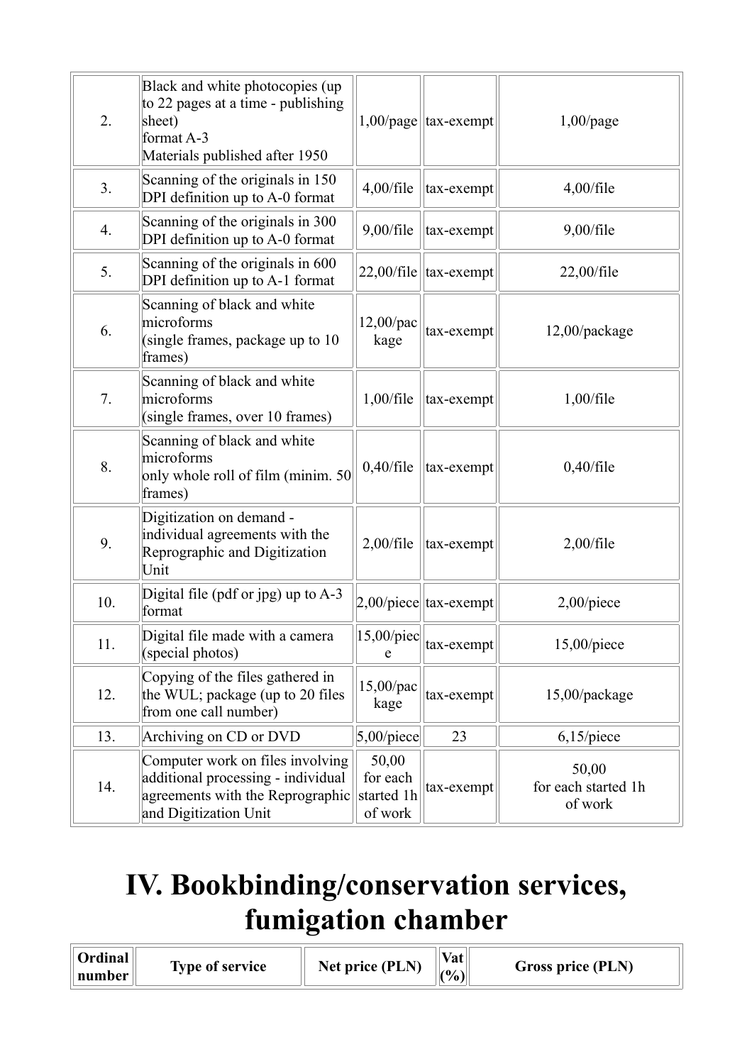| | | | | |
|---|---|---|---|---|
| 2. | Black and white photocopies (up to 22 pages at a time - publishing sheet) format A-3 Materials published after 1950 | 1,00/page | tax-exempt | 1,00/page |
| 3. | Scanning of the originals in 150 DPI definition up to A-0 format | 4,00/file | tax-exempt | 4,00/file |
| 4. | Scanning of the originals in 300 DPI definition up to A-0 format | 9,00/file | tax-exempt | 9,00/file |
| 5. | Scanning of the originals in 600 DPI definition up to A-1 format | 22,00/file | tax-exempt | 22,00/file |
| 6. | Scanning of black and white microforms (single frames, package up to 10 frames) | 12,00/package | tax-exempt | 12,00/package |
| 7. | Scanning of black and white microforms (single frames, over 10 frames) | 1,00/file | tax-exempt | 1,00/file |
| 8. | Scanning of black and white microforms only whole roll of film (minim. 50 frames) | 0,40/file | tax-exempt | 0,40/file |
| 9. | Digitization on demand - individual agreements with the Reprographic and Digitization Unit | 2,00/file | tax-exempt | 2,00/file |
| 10. | Digital file (pdf or jpg) up to A-3 format | 2,00/piece | tax-exempt | 2,00/piece |
| 11. | Digital file made with a camera (special photos) | 15,00/piece | tax-exempt | 15,00/piece |
| 12. | Copying of the files gathered in the WUL; package (up to 20 files from one call number) | 15,00/package | tax-exempt | 15,00/package |
| 13. | Archiving on CD or DVD | 5,00/piece | 23 | 6,15/piece |
| 14. | Computer work on files involving additional processing - individual agreements with the Reprographic and Digitization Unit | 50,00 for each started 1h of work | tax-exempt | 50,00 for each started 1h of work |

# IV. Bookbinding/conservation services, fumigation chamber

| Ordinal number | Type of service | Net price (PLN) | Vat (%) | Gross price (PLN) |
|---|---|---|---|---|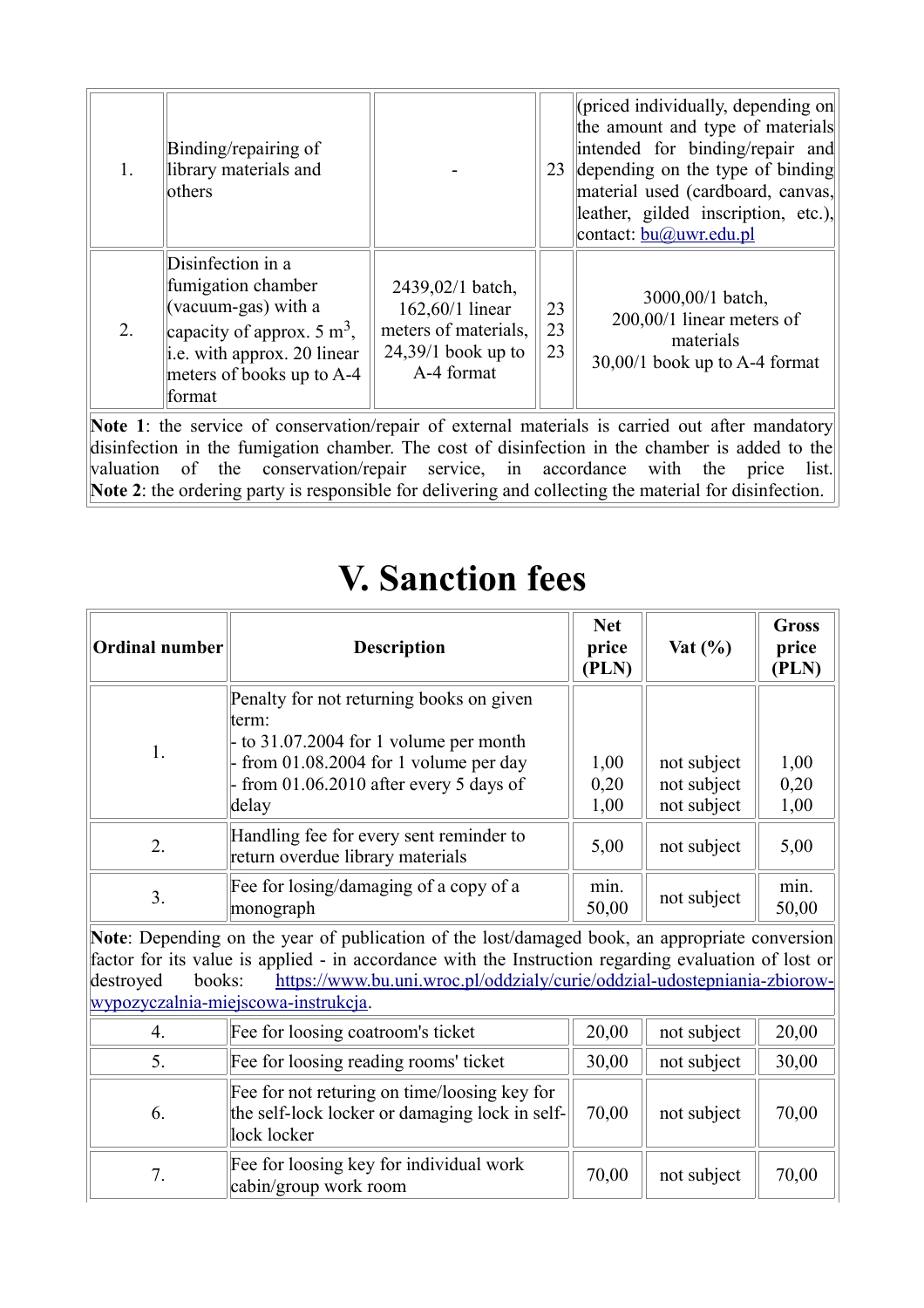| | | | | |
|---|---|---|---|---|
| 1. | Binding/repairing of library materials and others | - | 23 | (priced individually, depending on the amount and type of materials intended for binding/repair and depending on the type of binding material used (cardboard, canvas, leather, gilded inscription, etc.), contact: bu@uwr.edu.pl |
| 2. | Disinfection in a fumigation chamber (vacuum-gas) with a capacity of approx. 5 $m^3$, i.e. with approx. 20 linear meters of books up to A-4 format | 2439,02/1 batch,<br>162,60/1 linear meters of materials,<br>24,39/1 book up to A-4 format | 23<br>23<br>23 | 3000,00/1 batch,<br>200,00/1 linear meters of materials<br>30,00/1 book up to A-4 format |
| **Note 1**: the service of conservation/repair of external materials is carried out after mandatory disinfection in the fumigation chamber. The cost of disinfection in the chamber is added to the valuation of the conservation/repair service, in accordance with the price list.<br>**Note 2**: the ordering party is responsible for delivering and collecting the material for disinfection. | | | | |

# V. Sanction fees

| Ordinal number | Description | Net price (PLN) | Vat (%) | Gross price (PLN) |
|---|---|---|---|---|
| 1. | Penalty for not returning books on given term:<br>- to 31.07.2004 for 1 volume per month<br>- from 01.08.2004 for 1 volume per day<br>- from 01.06.2010 after every 5 days of delay | 1,00<br>0,20<br>1,00 | not subject<br>not subject<br>not subject | 1,00<br>0,20<br>1,00 |
| 2. | Handling fee for every sent reminder to return overdue library materials | 5,00 | not subject | 5,00 |
| 3. | Fee for losing/damaging of a copy of a monograph | min. 50,00 | not subject | min. 50,00 |
| **Note**: Depending on the year of publication of the lost/damaged book, an appropriate conversion factor for its value is applied - in accordance with the Instruction regarding evaluation of lost or destroyed books: https://www.bu.uni.wroc.pl/oddzialy/curie/oddzial-udostepniania-zbiorow-wypozyczalnia-miejscowa-instrukcja. | | | | |
| 4. | Fee for loosing coatroom's ticket | 20,00 | not subject | 20,00 |
| 5. | Fee for loosing reading rooms' ticket | 30,00 | not subject | 30,00 |
| 6. | Fee for not returing on time/loosing key for the self-lock locker or damaging lock in self-lock locker | 70,00 | not subject | 70,00 |
| 7. | Fee for loosing key for individual work cabin/group work room | 70,00 | not subject | 70,00 |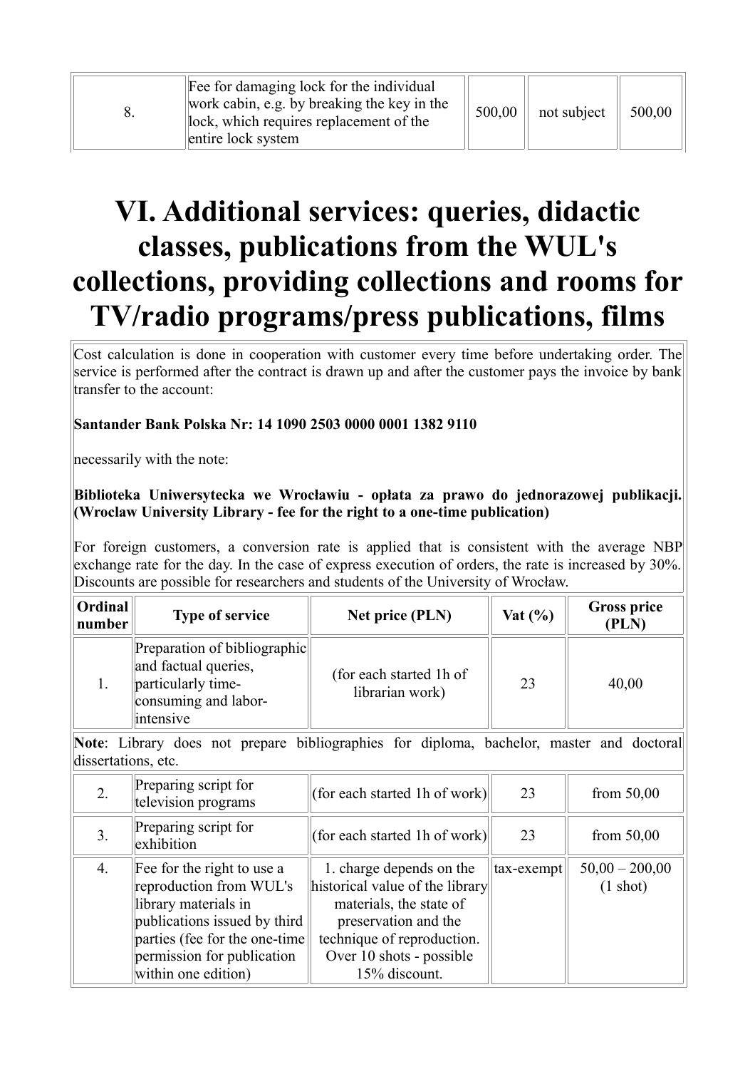| | | | | |
|---|---|---|---|---|
| 8. | Fee for damaging lock for the individual work cabin, e.g. by breaking the key in the lock, which requires replacement of the entire lock system | 500,00 | not subject | 500,00 |

# VI. Additional services: queries, didactic classes, publications from the WUL's collections, providing collections and rooms for TV/radio programs/press publications, films

Cost calculation is done in cooperation with customer every time before undertaking order. The service is performed after the contract is drawn up and after the customer pays the invoice by bank transfer to the account:

**Santander Bank Polska Nr: 14 1090 2503 0000 0001 1382 9110**

necessarily with the note:

**Biblioteka Uniwersytecka we Wrocławiu - opłata za prawo do jednorazowej publikacji. (Wroclaw University Library - fee for the right to a one-time publication)**

For foreign customers, a conversion rate is applied that is consistent with the average NBP exchange rate for the day. In the case of express execution of orders, the rate is increased by 30%. Discounts are possible for researchers and students of the University of Wrocław.

| Ordinal number | Type of service | Net price (PLN) | Vat (%) | Gross price (PLN) |
|---|---|---|---|---|
| 1. | Preparation of bibliographic and factual queries, particularly time-consuming and labor-intensive | (for each started 1h of librarian work) | 23 | 40,00 |
| **Note**: Library does not prepare bibliographies for diploma, bachelor, master and doctoral dissertations, etc. | | | | |
| 2. | Preparing script for television programs | (for each started 1h of work) | 23 | from 50,00 |
| 3. | Preparing script for exhibition | (for each started 1h of work) | 23 | from 50,00 |
| 4. | Fee for the right to use a reproduction from WUL's library materials in publications issued by third parties (fee for the one-time permission for publication within one edition) | 1. charge depends on the historical value of the library materials, the state of preservation and the technique of reproduction. Over 10 shots - possible 15% discount. | tax-exempt | 50,00 – 200,00 (1 shot) |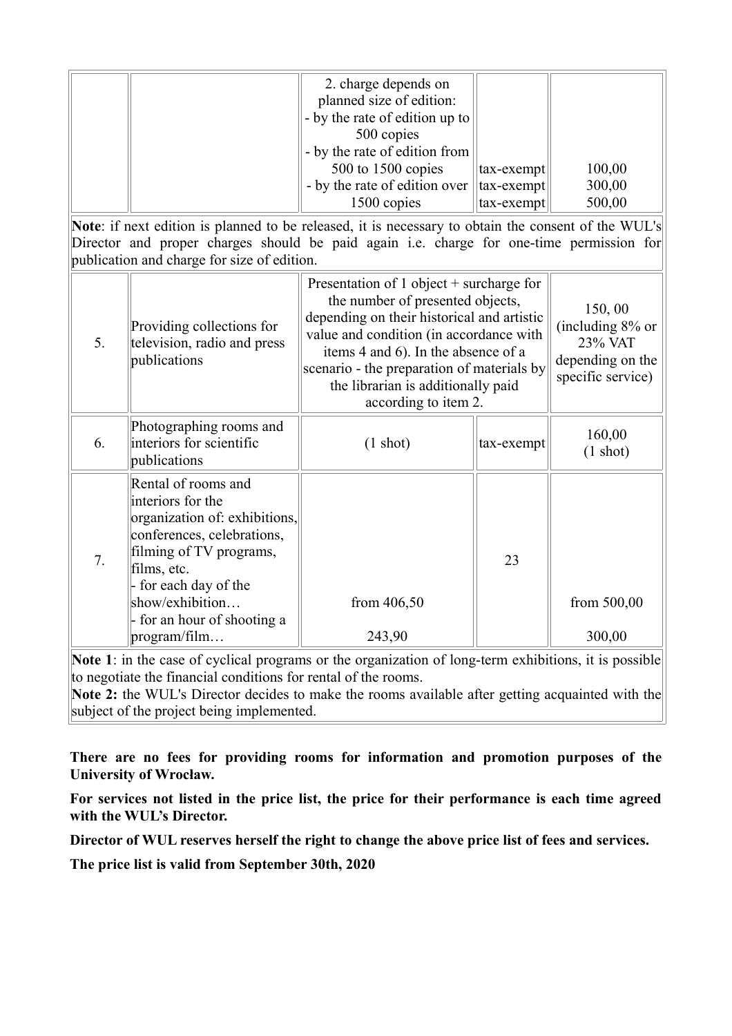| | | | | |
|---|---|---|---|---|
| | | 2. charge depends on planned size of edition:<br>- by the rate of edition up to 500 copies<br>- by the rate of edition from 500 to 1500 copies<br>- by the rate of edition over 1500 copies | tax-exempt<br>tax-exempt<br>tax-exempt | 100,00<br>300,00<br>500,00 |
| **Note**: if next edition is planned to be released, it is necessary to obtain the consent of the WUL's Director and proper charges should be paid again i.e. charge for one-time permission for publication and charge for size of edition. | | | | |
| 5. | Providing collections for television, radio and press publications | Presentation of 1 object + surcharge for the number of presented objects, depending on their historical and artistic value and condition (in accordance with items 4 and 6). In the absence of a scenario - the preparation of materials by the librarian is additionally paid according to item 2. | | 150, 00 (including 8% or 23% VAT depending on the specific service) |
| 6. | Photographing rooms and interiors for scientific publications | (1 shot) | tax-exempt | 160,00 (1 shot) |
| 7. | Rental of rooms and interiors for the organization of: exhibitions, conferences, celebrations, filming of TV programs, films, etc.<br>- for each day of the show/exhibition…<br>- for an hour of shooting a program/film… | from 406,50<br>243,90 | 23 | from 500,00<br>300,00 |
| **Note 1**: in the case of cyclical programs or the organization of long-term exhibitions, it is possible to negotiate the financial conditions for rental of the rooms.<br>**Note 2:** the WUL's Director decides to make the rooms available after getting acquainted with the subject of the project being implemented. | | | | |

**There are no fees for providing rooms for information and promotion purposes of the University of Wrocław.**

**For services not listed in the price list, the price for their performance is each time agreed with the WUL's Director.**

**Director of WUL reserves herself the right to change the above price list of fees and services.**

**The price list is valid from September 30th, 2020**